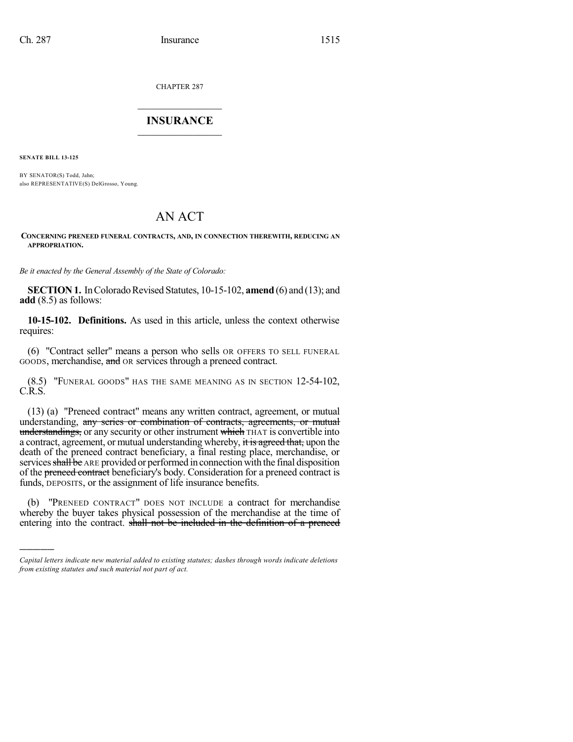CHAPTER 287

## INSURANCE

**SENATE BILL 13-125**

BY SENATOR(S) Todd, Jahn;
also REPRESENTATIVE(S) DelGrosso, Young.

# AN ACT

**CONCERNING PRENEED FUNERAL CONTRACTS, AND, IN CONNECTION THEREWITH, REDUCING AN APPROPRIATION.**

*Be it enacted by the General Assembly of the State of Colorado:*

**SECTION 1.** In Colorado Revised Statutes, 10-15-102, **amend** (6) and (13); and **add** (8.5) as follows:

**10-15-102. Definitions.** As used in this article, unless the context otherwise requires:

(6) "Contract seller" means a person who sells OR OFFERS TO SELL FUNERAL GOODS, merchandise, ~~and~~ OR services through a preneed contract.

(8.5) "FUNERAL GOODS" HAS THE SAME MEANING AS IN SECTION 12-54-102, C.R.S.

(13) (a) "Preneed contract" means any written contract, agreement, or mutual understanding, ~~any series or combination of contracts, agreements, or mutual understandings,~~ or any security or other instrument ~~which~~ THAT is convertible into a contract, agreement, or mutual understanding whereby, ~~it is agreed that,~~ upon the death of the preneed contract beneficiary, a final resting place, merchandise, or services ~~shall be~~ ARE provided or performed in connection with the final disposition of the ~~preneed contract~~ beneficiary's body. Consideration for a preneed contract is funds, DEPOSITS, or the assignment of life insurance benefits.

(b) "PRENEED CONTRACT" DOES NOT INCLUDE a contract for merchandise whereby the buyer takes physical possession of the merchandise at the time of entering into the contract. ~~shall not be included in the definition of a preneed~~

*Capital letters indicate new material added to existing statutes; dashes through words indicate deletions from existing statutes and such material not part of act.*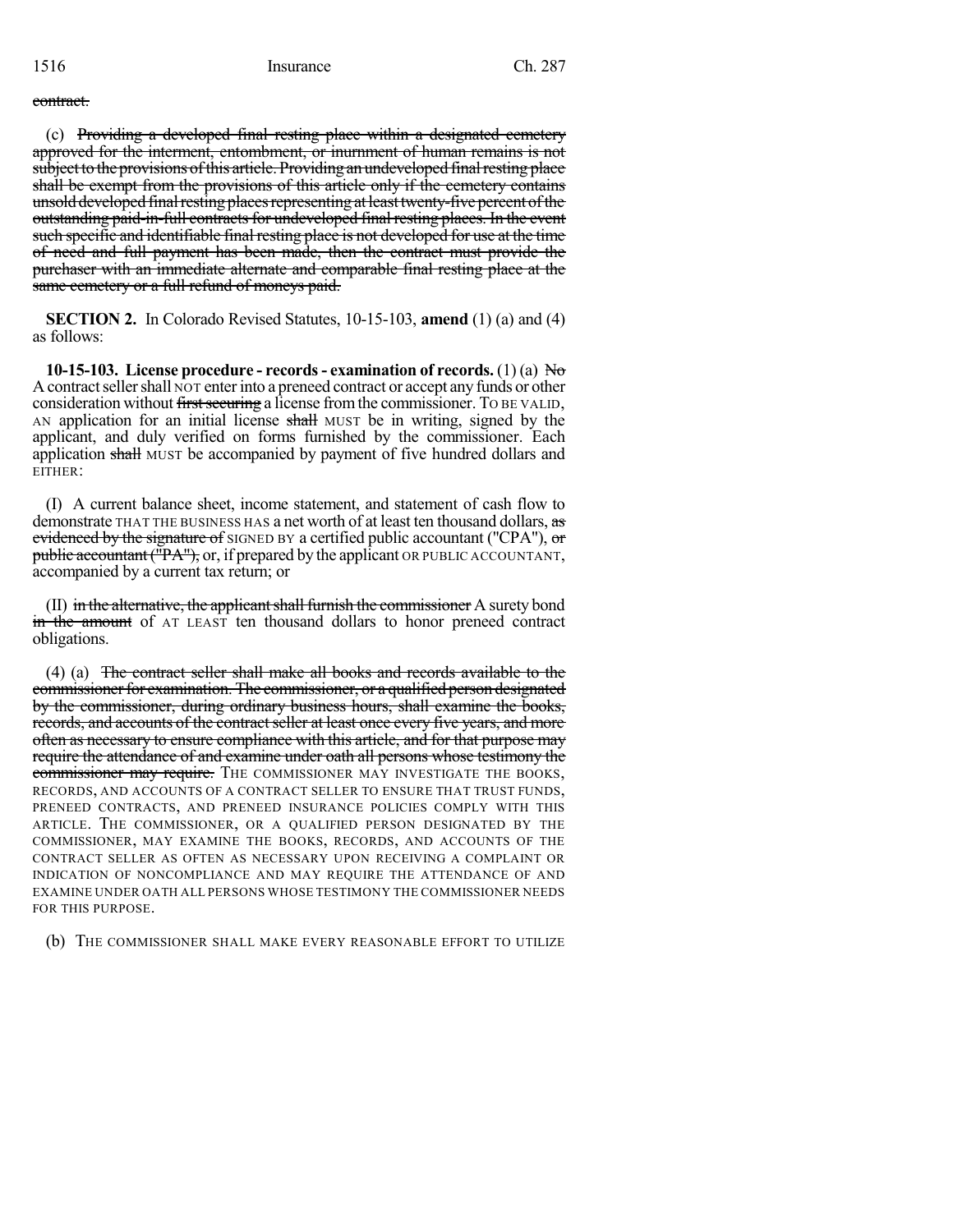~~contract.~~

(c) ~~Providing a developed final resting place within a designated cemetery approved for the interment, entombment, or inurnment of human remains is not subject to the provisions of this article. Providing an undeveloped final resting place shall be exempt from the provisions of this article only if the cemetery contains unsold developed final resting places representing at least twenty-five percent of the outstanding paid-in-full contracts for undeveloped final resting places. In the event such specific and identifiable final resting place is not developed for use at the time of need and full payment has been made, then the contract must provide the purchaser with an immediate alternate and comparable final resting place at the same cemetery or a full refund of moneys paid.~~

**SECTION 2.** In Colorado Revised Statutes, 10-15-103, **amend** (1) (a) and (4) as follows:

**10-15-103. License procedure - records - examination of records.** (1) (a) ~~No~~ A contract seller shall NOT enter into a preneed contract or accept any funds or other consideration without ~~first securing~~ a license from the commissioner. TO BE VALID, AN application for an initial license ~~shall~~ MUST be in writing, signed by the applicant, and duly verified on forms furnished by the commissioner. Each application ~~shall~~ MUST be accompanied by payment of five hundred dollars and EITHER:

(I) A current balance sheet, income statement, and statement of cash flow to demonstrate THAT THE BUSINESS HAS a net worth of at least ten thousand dollars, ~~as evidenced by the signature of~~ SIGNED BY a certified public accountant ("CPA"), ~~or public accountant ("PA"),~~ or, if prepared by the applicant OR PUBLIC ACCOUNTANT, accompanied by a current tax return; or

(II) ~~in the alternative, the applicant shall furnish the commissioner~~ A surety bond ~~in the amount~~ of AT LEAST ten thousand dollars to honor preneed contract obligations.

(4) (a) ~~The contract seller shall make all books and records available to the commissioner for examination. The commissioner, or a qualified person designated by the commissioner, during ordinary business hours, shall examine the books, records, and accounts of the contract seller at least once every five years, and more often as necessary to ensure compliance with this article, and for that purpose may require the attendance of and examine under oath all persons whose testimony the commissioner may require.~~ THE COMMISSIONER MAY INVESTIGATE THE BOOKS, RECORDS, AND ACCOUNTS OF A CONTRACT SELLER TO ENSURE THAT TRUST FUNDS, PRENEED CONTRACTS, AND PRENEED INSURANCE POLICIES COMPLY WITH THIS ARTICLE. THE COMMISSIONER, OR A QUALIFIED PERSON DESIGNATED BY THE COMMISSIONER, MAY EXAMINE THE BOOKS, RECORDS, AND ACCOUNTS OF THE CONTRACT SELLER AS OFTEN AS NECESSARY UPON RECEIVING A COMPLAINT OR INDICATION OF NONCOMPLIANCE AND MAY REQUIRE THE ATTENDANCE OF AND EXAMINE UNDER OATH ALL PERSONS WHOSE TESTIMONY THE COMMISSIONER NEEDS FOR THIS PURPOSE.

(b) THE COMMISSIONER SHALL MAKE EVERY REASONABLE EFFORT TO UTILIZE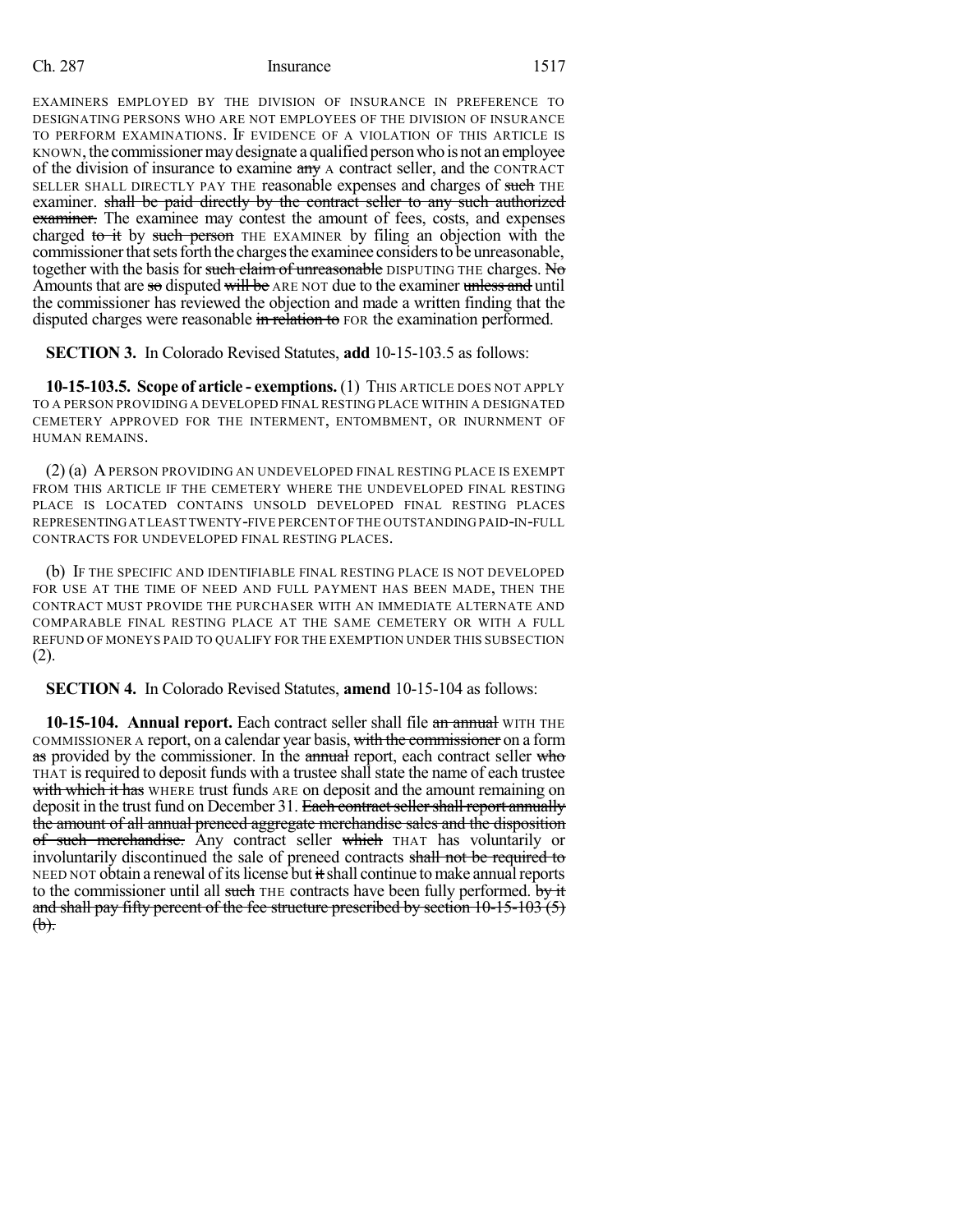EXAMINERS EMPLOYED BY THE DIVISION OF INSURANCE IN PREFERENCE TO DESIGNATING PERSONS WHO ARE NOT EMPLOYEES OF THE DIVISION OF INSURANCE TO PERFORM EXAMINATIONS. IF EVIDENCE OF A VIOLATION OF THIS ARTICLE IS KNOWN, the commissioner may designate a qualified person who is not an employee of the division of insurance to examine ~~any~~ A contract seller, and the CONTRACT SELLER SHALL DIRECTLY PAY THE reasonable expenses and charges of ~~such~~ THE examiner. ~~shall be paid directly by the contract seller to any such authorized examiner.~~ The examinee may contest the amount of fees, costs, and expenses charged ~~to it~~ by ~~such person~~ THE EXAMINER by filing an objection with the commissioner that sets forth the charges the examinee considers to be unreasonable, together with the basis for ~~such claim of unreasonable~~ DISPUTING THE charges. ~~No~~ Amounts that are ~~so~~ disputed ~~will be~~ ARE NOT due to the examiner ~~unless and~~ until the commissioner has reviewed the objection and made a written finding that the disputed charges were reasonable ~~in relation to~~ FOR the examination performed.

**SECTION 3.** In Colorado Revised Statutes, **add** 10-15-103.5 as follows:

**10-15-103.5. Scope of article - exemptions.** (1) THIS ARTICLE DOES NOT APPLY TO A PERSON PROVIDING A DEVELOPED FINAL RESTING PLACE WITHIN A DESIGNATED CEMETERY APPROVED FOR THE INTERMENT, ENTOMBMENT, OR INURNMENT OF HUMAN REMAINS.

(2) (a) A PERSON PROVIDING AN UNDEVELOPED FINAL RESTING PLACE IS EXEMPT FROM THIS ARTICLE IF THE CEMETERY WHERE THE UNDEVELOPED FINAL RESTING PLACE IS LOCATED CONTAINS UNSOLD DEVELOPED FINAL RESTING PLACES REPRESENTING AT LEAST TWENTY-FIVE PERCENT OF THE OUTSTANDING PAID-IN-FULL CONTRACTS FOR UNDEVELOPED FINAL RESTING PLACES.

(b) IF THE SPECIFIC AND IDENTIFIABLE FINAL RESTING PLACE IS NOT DEVELOPED FOR USE AT THE TIME OF NEED AND FULL PAYMENT HAS BEEN MADE, THEN THE CONTRACT MUST PROVIDE THE PURCHASER WITH AN IMMEDIATE ALTERNATE AND COMPARABLE FINAL RESTING PLACE AT THE SAME CEMETERY OR WITH A FULL REFUND OF MONEYS PAID TO QUALIFY FOR THE EXEMPTION UNDER THIS SUBSECTION (2).

**SECTION 4.** In Colorado Revised Statutes, **amend** 10-15-104 as follows:

**10-15-104. Annual report.** Each contract seller shall file ~~an annual~~ WITH THE COMMISSIONER A report, on a calendar year basis, ~~with the commissioner~~ on a form ~~as~~ provided by the commissioner. In the ~~annual~~ report, each contract seller ~~who~~ THAT is required to deposit funds with a trustee shall state the name of each trustee ~~with which it has~~ WHERE trust funds ARE on deposit and the amount remaining on deposit in the trust fund on December 31. ~~Each contract seller shall report annually the amount of all annual preneed aggregate merchandise sales and the disposition of such merchandise.~~ Any contract seller ~~which~~ THAT has voluntarily or involuntarily discontinued the sale of preneed contracts ~~shall not be required to~~ NEED NOT obtain a renewal of its license but ~~it~~ shall continue to make annual reports to the commissioner until all ~~such~~ THE contracts have been fully performed. ~~by it and shall pay fifty percent of the fee structure prescribed by section 10-15-103 (5) (b).~~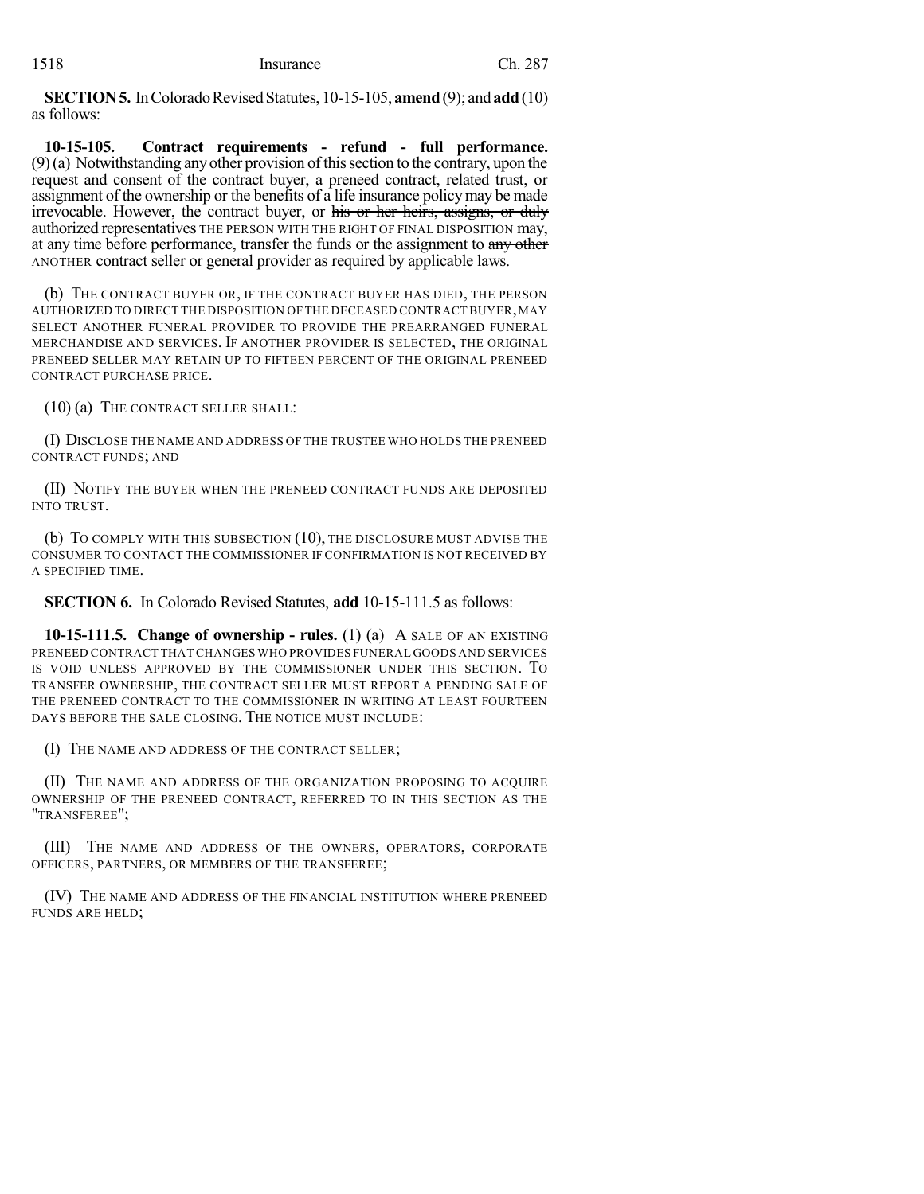**SECTION 5.** In Colorado Revised Statutes, 10-15-105, **amend** (9); and **add** (10) as follows:

**10-15-105. Contract requirements - refund - full performance.** (9) (a) Notwithstanding any other provision of this section to the contrary, upon the request and consent of the contract buyer, a preneed contract, related trust, or assignment of the ownership or the benefits of a life insurance policy may be made irrevocable. However, the contract buyer, or ~~his or her heirs, assigns, or duly authorized representatives~~ THE PERSON WITH THE RIGHT OF FINAL DISPOSITION may, at any time before performance, transfer the funds or the assignment to ~~any other~~ ANOTHER contract seller or general provider as required by applicable laws.

(b) THE CONTRACT BUYER OR, IF THE CONTRACT BUYER HAS DIED, THE PERSON AUTHORIZED TO DIRECT THE DISPOSITION OF THE DECEASED CONTRACT BUYER, MAY SELECT ANOTHER FUNERAL PROVIDER TO PROVIDE THE PREARRANGED FUNERAL MERCHANDISE AND SERVICES. IF ANOTHER PROVIDER IS SELECTED, THE ORIGINAL PRENEED SELLER MAY RETAIN UP TO FIFTEEN PERCENT OF THE ORIGINAL PRENEED CONTRACT PURCHASE PRICE.

(10) (a) THE CONTRACT SELLER SHALL:

(I) DISCLOSE THE NAME AND ADDRESS OF THE TRUSTEE WHO HOLDS THE PRENEED CONTRACT FUNDS; AND

(II) NOTIFY THE BUYER WHEN THE PRENEED CONTRACT FUNDS ARE DEPOSITED INTO TRUST.

(b) TO COMPLY WITH THIS SUBSECTION (10), THE DISCLOSURE MUST ADVISE THE CONSUMER TO CONTACT THE COMMISSIONER IF CONFIRMATION IS NOT RECEIVED BY A SPECIFIED TIME.

**SECTION 6.** In Colorado Revised Statutes, **add** 10-15-111.5 as follows:

**10-15-111.5. Change of ownership - rules.** (1) (a) A SALE OF AN EXISTING PRENEED CONTRACT THAT CHANGES WHO PROVIDES FUNERAL GOODS AND SERVICES IS VOID UNLESS APPROVED BY THE COMMISSIONER UNDER THIS SECTION. TO TRANSFER OWNERSHIP, THE CONTRACT SELLER MUST REPORT A PENDING SALE OF THE PRENEED CONTRACT TO THE COMMISSIONER IN WRITING AT LEAST FOURTEEN DAYS BEFORE THE SALE CLOSING. THE NOTICE MUST INCLUDE:

(I) THE NAME AND ADDRESS OF THE CONTRACT SELLER;

(II) THE NAME AND ADDRESS OF THE ORGANIZATION PROPOSING TO ACQUIRE OWNERSHIP OF THE PRENEED CONTRACT, REFERRED TO IN THIS SECTION AS THE "TRANSFEREE";

(III) THE NAME AND ADDRESS OF THE OWNERS, OPERATORS, CORPORATE OFFICERS, PARTNERS, OR MEMBERS OF THE TRANSFEREE;

(IV) THE NAME AND ADDRESS OF THE FINANCIAL INSTITUTION WHERE PRENEED FUNDS ARE HELD;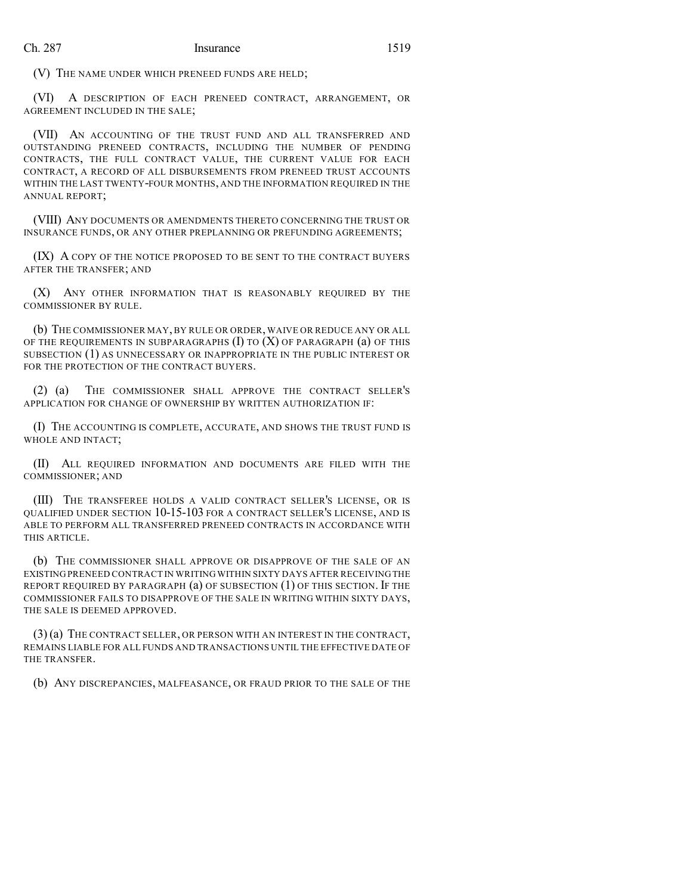(V) THE NAME UNDER WHICH PRENEED FUNDS ARE HELD;

(VI) A DESCRIPTION OF EACH PRENEED CONTRACT, ARRANGEMENT, OR AGREEMENT INCLUDED IN THE SALE;

(VII) AN ACCOUNTING OF THE TRUST FUND AND ALL TRANSFERRED AND OUTSTANDING PRENEED CONTRACTS, INCLUDING THE NUMBER OF PENDING CONTRACTS, THE FULL CONTRACT VALUE, THE CURRENT VALUE FOR EACH CONTRACT, A RECORD OF ALL DISBURSEMENTS FROM PRENEED TRUST ACCOUNTS WITHIN THE LAST TWENTY-FOUR MONTHS, AND THE INFORMATION REQUIRED IN THE ANNUAL REPORT;

(VIII) ANY DOCUMENTS OR AMENDMENTS THERETO CONCERNING THE TRUST OR INSURANCE FUNDS, OR ANY OTHER PREPLANNING OR PREFUNDING AGREEMENTS;

(IX) A COPY OF THE NOTICE PROPOSED TO BE SENT TO THE CONTRACT BUYERS AFTER THE TRANSFER; AND

(X) ANY OTHER INFORMATION THAT IS REASONABLY REQUIRED BY THE COMMISSIONER BY RULE.

(b) THE COMMISSIONER MAY, BY RULE OR ORDER, WAIVE OR REDUCE ANY OR ALL OF THE REQUIREMENTS IN SUBPARAGRAPHS (I) TO (X) OF PARAGRAPH (a) OF THIS SUBSECTION (1) AS UNNECESSARY OR INAPPROPRIATE IN THE PUBLIC INTEREST OR FOR THE PROTECTION OF THE CONTRACT BUYERS.

(2) (a) THE COMMISSIONER SHALL APPROVE THE CONTRACT SELLER'S APPLICATION FOR CHANGE OF OWNERSHIP BY WRITTEN AUTHORIZATION IF:

(I) THE ACCOUNTING IS COMPLETE, ACCURATE, AND SHOWS THE TRUST FUND IS WHOLE AND INTACT;

(II) ALL REQUIRED INFORMATION AND DOCUMENTS ARE FILED WITH THE COMMISSIONER; AND

(III) THE TRANSFEREE HOLDS A VALID CONTRACT SELLER'S LICENSE, OR IS QUALIFIED UNDER SECTION 10-15-103 FOR A CONTRACT SELLER'S LICENSE, AND IS ABLE TO PERFORM ALL TRANSFERRED PRENEED CONTRACTS IN ACCORDANCE WITH THIS ARTICLE.

(b) THE COMMISSIONER SHALL APPROVE OR DISAPPROVE OF THE SALE OF AN EXISTING PRENEED CONTRACT IN WRITING WITHIN SIXTY DAYS AFTER RECEIVING THE REPORT REQUIRED BY PARAGRAPH (a) OF SUBSECTION (1) OF THIS SECTION. IF THE COMMISSIONER FAILS TO DISAPPROVE OF THE SALE IN WRITING WITHIN SIXTY DAYS, THE SALE IS DEEMED APPROVED.

(3) (a) THE CONTRACT SELLER, OR PERSON WITH AN INTEREST IN THE CONTRACT, REMAINS LIABLE FOR ALL FUNDS AND TRANSACTIONS UNTIL THE EFFECTIVE DATE OF THE TRANSFER.

(b) ANY DISCREPANCIES, MALFEASANCE, OR FRAUD PRIOR TO THE SALE OF THE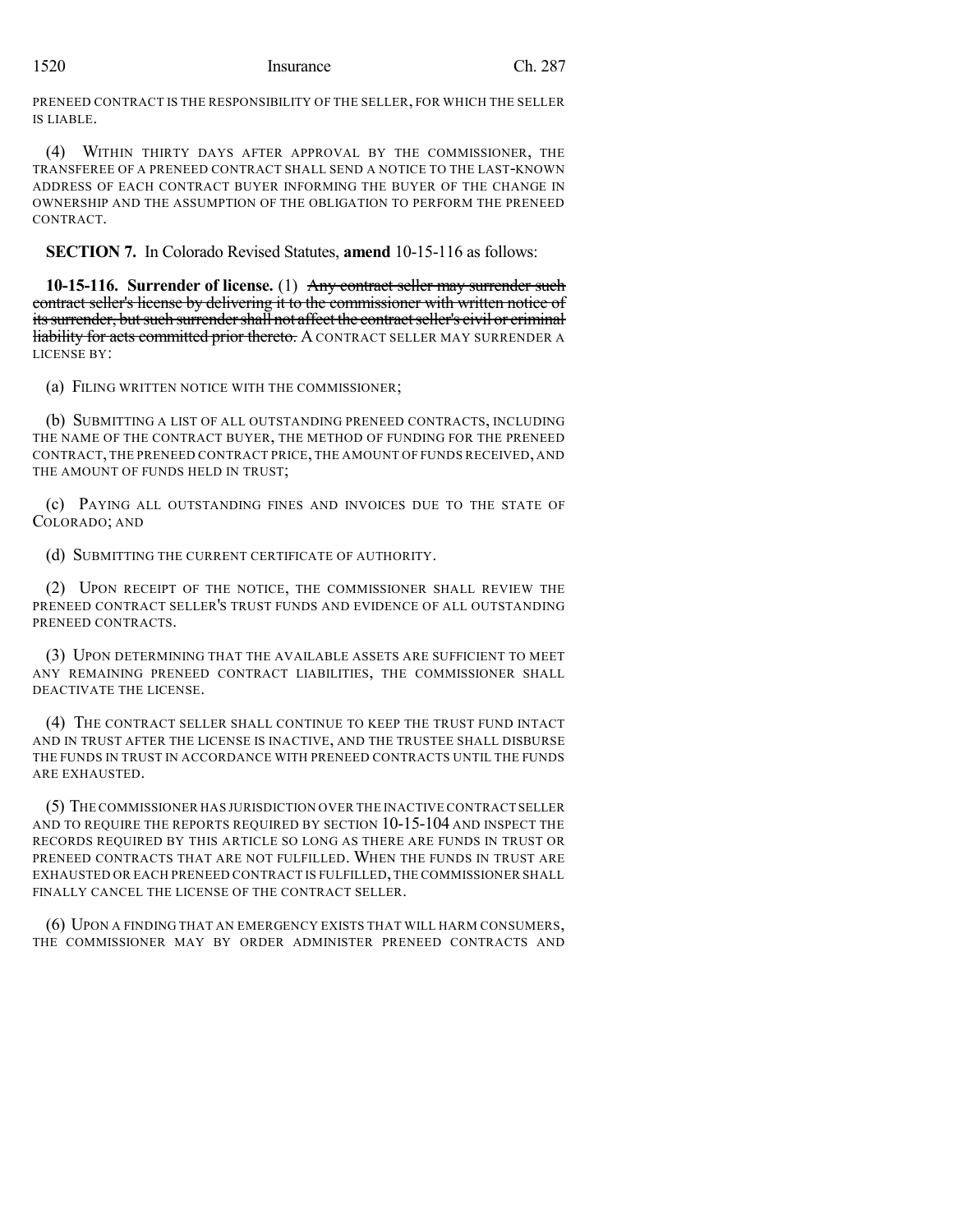PRENEED CONTRACT IS THE RESPONSIBILITY OF THE SELLER, FOR WHICH THE SELLER IS LIABLE.

(4) WITHIN THIRTY DAYS AFTER APPROVAL BY THE COMMISSIONER, THE TRANSFEREE OF A PRENEED CONTRACT SHALL SEND A NOTICE TO THE LAST-KNOWN ADDRESS OF EACH CONTRACT BUYER INFORMING THE BUYER OF THE CHANGE IN OWNERSHIP AND THE ASSUMPTION OF THE OBLIGATION TO PERFORM THE PRENEED CONTRACT.

**SECTION 7.** In Colorado Revised Statutes, **amend** 10-15-116 as follows:

**10-15-116. Surrender of license.** (1) ~~Any contract seller may surrender such contract seller's license by delivering it to the commissioner with written notice of its surrender, but such surrender shall not affect the contract seller's civil or criminal liability for acts committed prior thereto.~~ A CONTRACT SELLER MAY SURRENDER A LICENSE BY:

(a) FILING WRITTEN NOTICE WITH THE COMMISSIONER;

(b) SUBMITTING A LIST OF ALL OUTSTANDING PRENEED CONTRACTS, INCLUDING THE NAME OF THE CONTRACT BUYER, THE METHOD OF FUNDING FOR THE PRENEED CONTRACT, THE PRENEED CONTRACT PRICE, THE AMOUNT OF FUNDS RECEIVED, AND THE AMOUNT OF FUNDS HELD IN TRUST;

(c) PAYING ALL OUTSTANDING FINES AND INVOICES DUE TO THE STATE OF COLORADO; AND

(d) SUBMITTING THE CURRENT CERTIFICATE OF AUTHORITY.

(2) UPON RECEIPT OF THE NOTICE, THE COMMISSIONER SHALL REVIEW THE PRENEED CONTRACT SELLER'S TRUST FUNDS AND EVIDENCE OF ALL OUTSTANDING PRENEED CONTRACTS.

(3) UPON DETERMINING THAT THE AVAILABLE ASSETS ARE SUFFICIENT TO MEET ANY REMAINING PRENEED CONTRACT LIABILITIES, THE COMMISSIONER SHALL DEACTIVATE THE LICENSE.

(4) THE CONTRACT SELLER SHALL CONTINUE TO KEEP THE TRUST FUND INTACT AND IN TRUST AFTER THE LICENSE IS INACTIVE, AND THE TRUSTEE SHALL DISBURSE THE FUNDS IN TRUST IN ACCORDANCE WITH PRENEED CONTRACTS UNTIL THE FUNDS ARE EXHAUSTED.

(5) THE COMMISSIONER HAS JURISDICTION OVER THE INACTIVE CONTRACT SELLER AND TO REQUIRE THE REPORTS REQUIRED BY SECTION 10-15-104 AND INSPECT THE RECORDS REQUIRED BY THIS ARTICLE SO LONG AS THERE ARE FUNDS IN TRUST OR PRENEED CONTRACTS THAT ARE NOT FULFILLED. WHEN THE FUNDS IN TRUST ARE EXHAUSTED OR EACH PRENEED CONTRACT IS FULFILLED, THE COMMISSIONER SHALL FINALLY CANCEL THE LICENSE OF THE CONTRACT SELLER.

(6) UPON A FINDING THAT AN EMERGENCY EXISTS THAT WILL HARM CONSUMERS, THE COMMISSIONER MAY BY ORDER ADMINISTER PRENEED CONTRACTS AND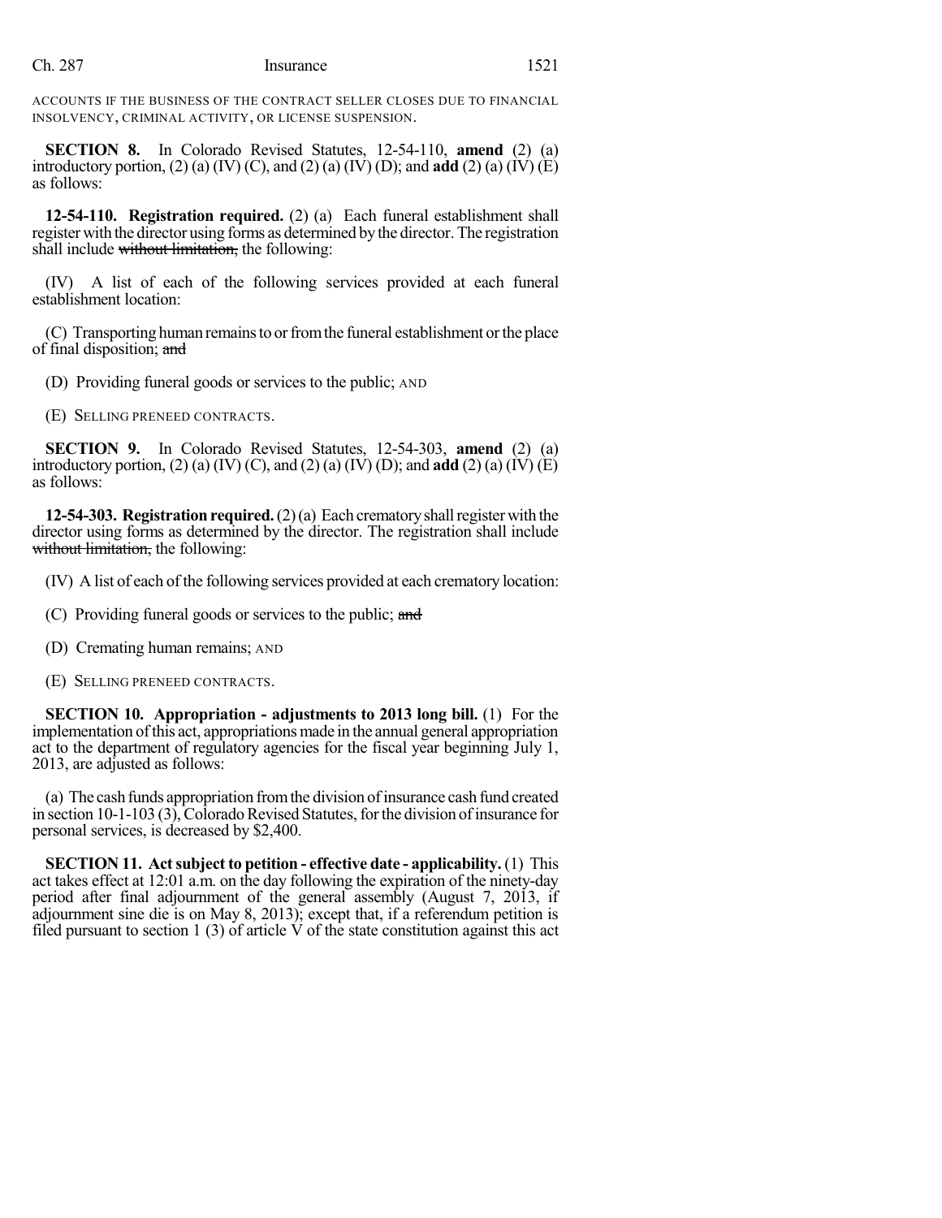ACCOUNTS IF THE BUSINESS OF THE CONTRACT SELLER CLOSES DUE TO FINANCIAL INSOLVENCY, CRIMINAL ACTIVITY, OR LICENSE SUSPENSION.

**SECTION 8.** In Colorado Revised Statutes, 12-54-110, **amend** (2) (a) introductory portion, (2) (a) (IV) (C), and (2) (a) (IV) (D); and **add** (2) (a) (IV) (E) as follows:

**12-54-110. Registration required.** (2) (a) Each funeral establishment shall register with the director using forms as determined by the director. The registration shall include ~~without limitation,~~ the following:

(IV) A list of each of the following services provided at each funeral establishment location:

(C) Transporting human remains to or from the funeral establishment or the place of final disposition; ~~and~~

(D) Providing funeral goods or services to the public; AND

(E) SELLING PRENEED CONTRACTS.

**SECTION 9.** In Colorado Revised Statutes, 12-54-303, **amend** (2) (a) introductory portion, (2) (a) (IV) (C), and (2) (a) (IV) (D); and **add** (2) (a) (IV) (E) as follows:

**12-54-303. Registration required.** (2) (a) Each crematory shall register with the director using forms as determined by the director. The registration shall include ~~without limitation,~~ the following:

(IV) A list of each of the following services provided at each crematory location:

(C) Providing funeral goods or services to the public; ~~and~~

(D) Cremating human remains; AND

(E) SELLING PRENEED CONTRACTS.

**SECTION 10. Appropriation - adjustments to 2013 long bill.** (1) For the implementation of this act, appropriations made in the annual general appropriation act to the department of regulatory agencies for the fiscal year beginning July 1, 2013, are adjusted as follows:

(a) The cash funds appropriation from the division of insurance cash fund created in section 10-1-103 (3), Colorado Revised Statutes, for the division of insurance for personal services, is decreased by $2,400.

**SECTION 11. Act subject to petition - effective date - applicability.** (1) This act takes effect at 12:01 a.m. on the day following the expiration of the ninety-day period after final adjournment of the general assembly (August 7, 2013, if adjournment sine die is on May 8, 2013); except that, if a referendum petition is filed pursuant to section 1 (3) of article V of the state constitution against this act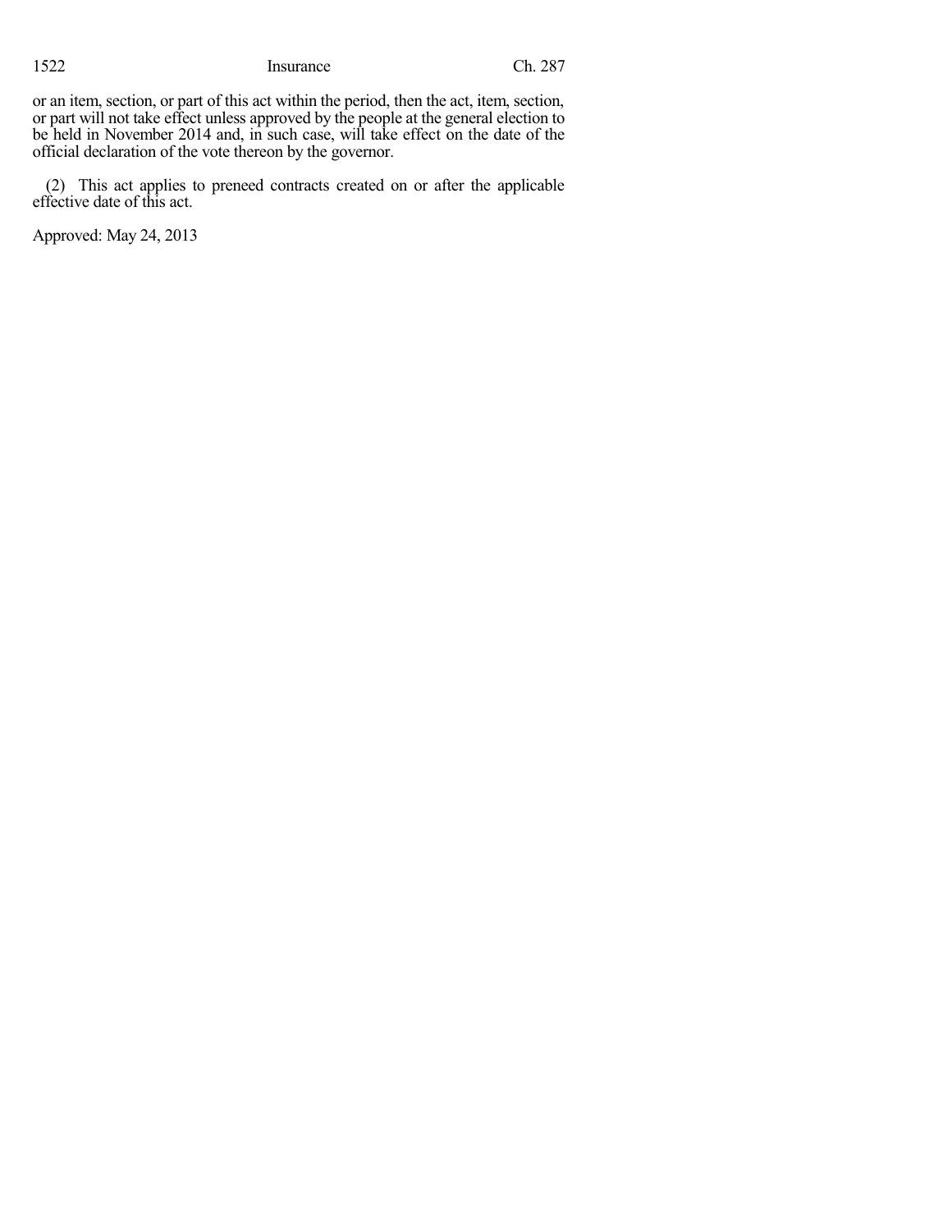or an item, section, or part of this act within the period, then the act, item, section, or part will not take effect unless approved by the people at the general election to be held in November 2014 and, in such case, will take effect on the date of the official declaration of the vote thereon by the governor.

(2) This act applies to preneed contracts created on or after the applicable effective date of this act.

Approved: May 24, 2013